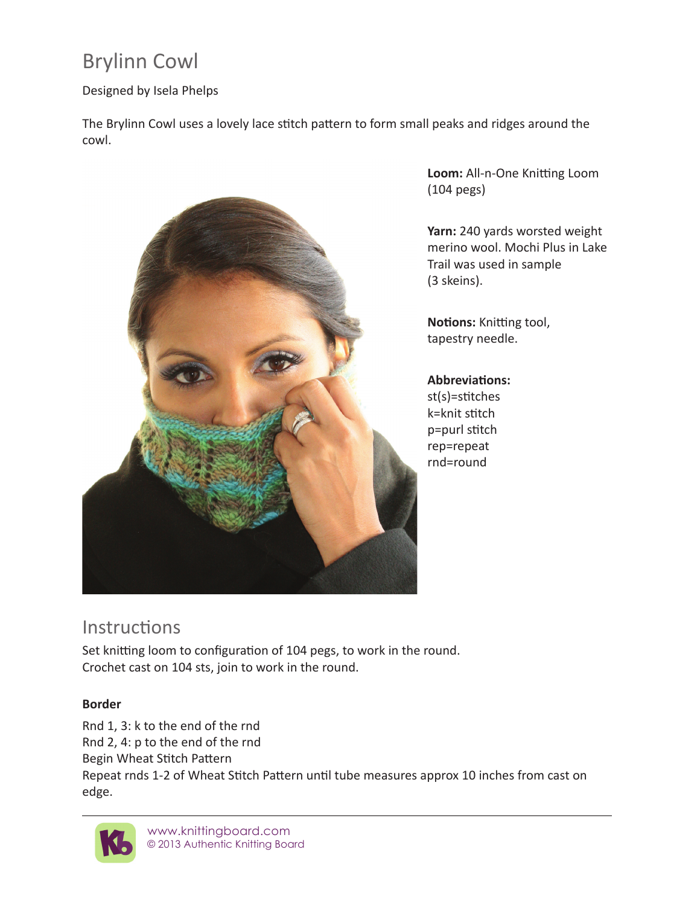# Brylinn Cowl

Designed by Isela Phelps

The Brylinn Cowl uses a lovely lace stitch pattern to form small peaks and ridges around the cowl.

**Loom:** All-n-One Knitting Loom (104 pegs)

**Yarn:** 240 yards worsted weight merino wool. Mochi Plus in Lake Trail was used in sample (3 skeins).

**Notions:** Knitting tool, tapestry needle.

**Abbreviations:**
st(s)=stitches
k=knit stitch
p=purl stitch
rep=repeat
rnd=round

## Instructions

Set knitting loom to configuration of 104 pegs, to work in the round.
Crochet cast on 104 sts, join to work in the round.

### Border

Rnd 1, 3: k to the end of the rnd
Rnd 2, 4: p to the end of the rnd
Begin Wheat Stitch Pattern
Repeat rnds 1-2 of Wheat Stitch Pattern until tube measures approx 10 inches from cast on edge.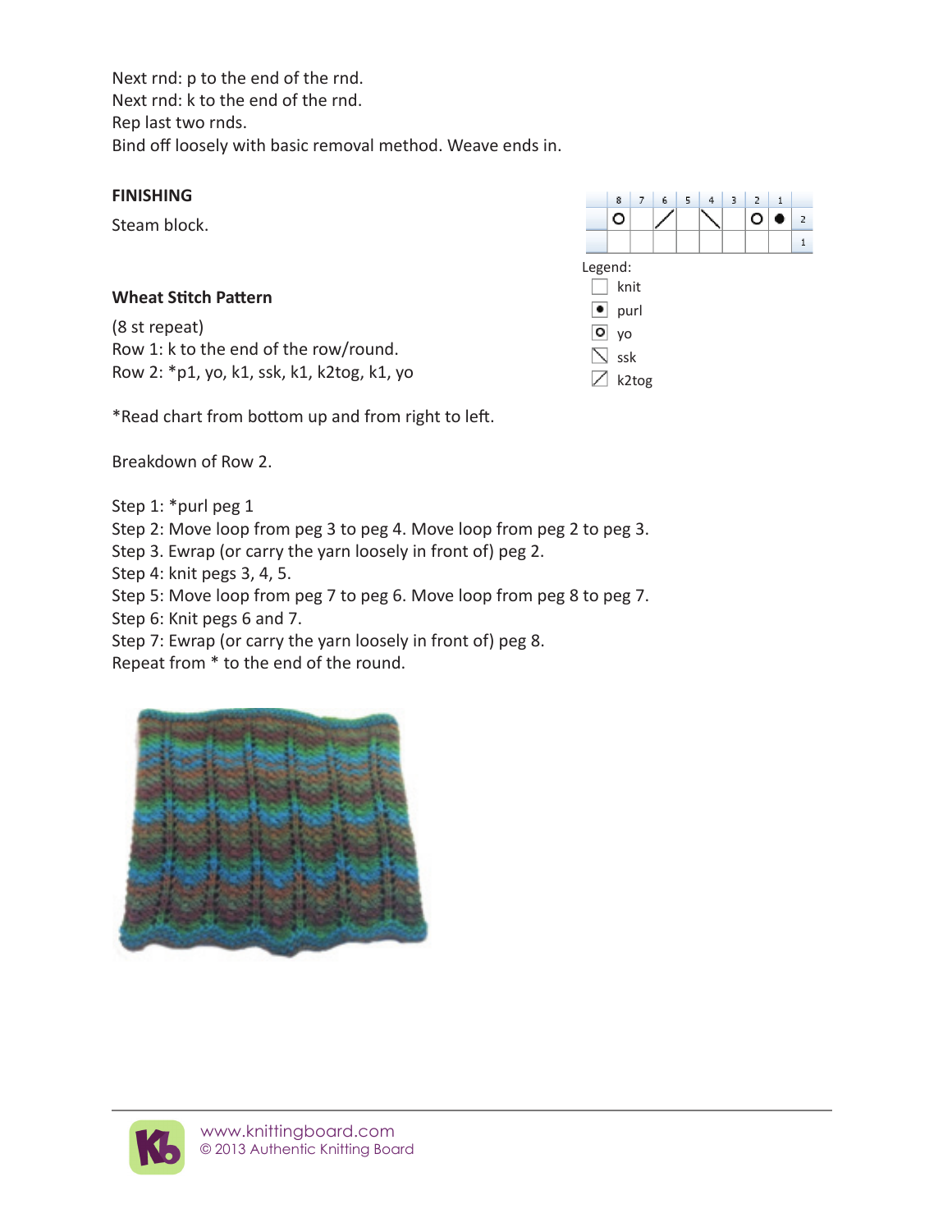Next rnd: p to the end of the rnd.
Next rnd: k to the end of the rnd.
Rep last two rnds.
Bind off loosely with basic removal method. Weave ends in.

**FINISHING**

Steam block.

### Wheat Stitch Pattern

(8 st repeat)
Row 1: k to the end of the row/round.
Row 2: *p1, yo, k1, ssk, k1, k2tog, k1, yo

8 7 6 5 4 3 2 1

2

1

Legend:
- knit
- purl
- yo
- ssk
- k2tog

*Read chart from bottom up and from right to left.

Breakdown of Row 2.

Step 1: *purl peg 1
Step 2: Move loop from peg 3 to peg 4. Move loop from peg 2 to peg 3.
Step 3. Ewrap (or carry the yarn loosely in front of) peg 2.
Step 4: knit pegs 3, 4, 5.
Step 5: Move loop from peg 7 to peg 6. Move loop from peg 8 to peg 7.
Step 6: Knit pegs 6 and 7.
Step 7: Ewrap (or carry the yarn loosely in front of) peg 8.
Repeat from * to the end of the round.